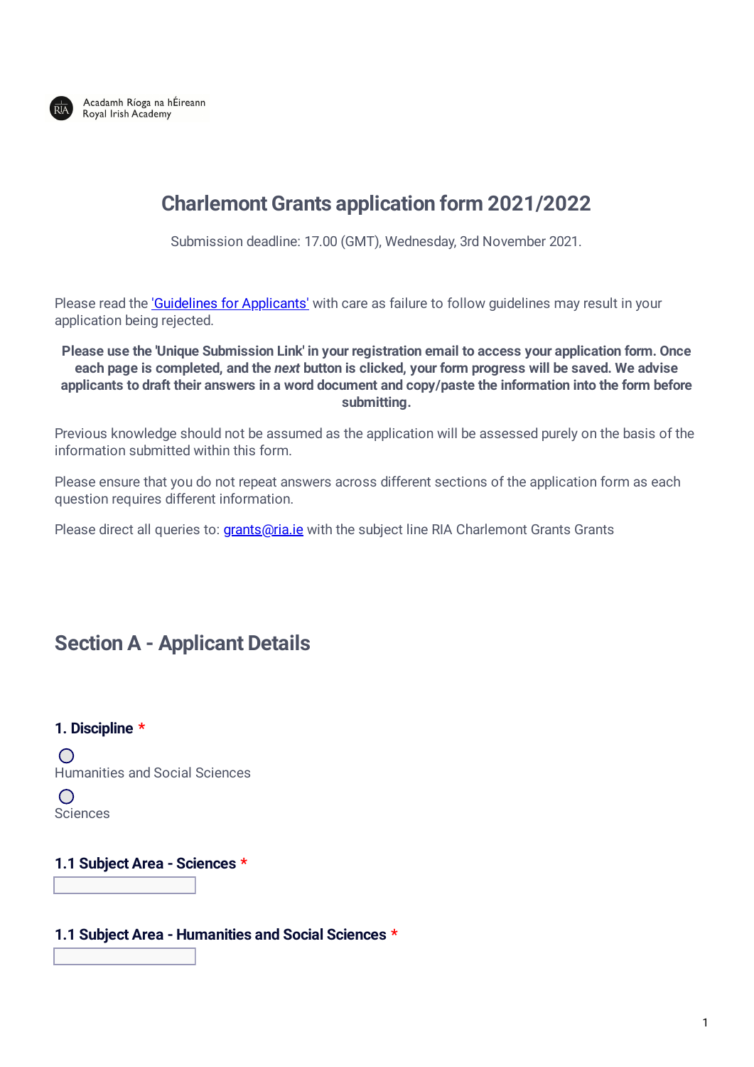Acadamh Ríoga na hÉireann
Royal Irish Academy

# Charlemont Grants application form 2021/2022

Submission deadline: 17.00 (GMT), Wednesday, 3rd November 2021.

Please read the ['Guidelines for Applicants'] with care as failure to follow guidelines may result in your application being rejected.

**Please use the 'Unique Submission Link' in your registration email to access your application form. Once each page is completed, and the *next* button is clicked, your form progress will be saved. We advise applicants to draft their answers in a word document and copy/paste the information into the form before submitting.**

Previous knowledge should not be assumed as the application will be assessed purely on the basis of the information submitted within this form.

Please ensure that you do not repeat answers across different sections of the application form as each question requires different information.

Please direct all queries to: grants@ria.ie with the subject line RIA Charlemont Grants Grants

## Section A - Applicant Details

### 1. Discipline *

- ◯ Humanities and Social Sciences
- ◯ Sciences

### 1.1 Subject Area - Sciences *

### 1.1 Subject Area - Humanities and Social Sciences *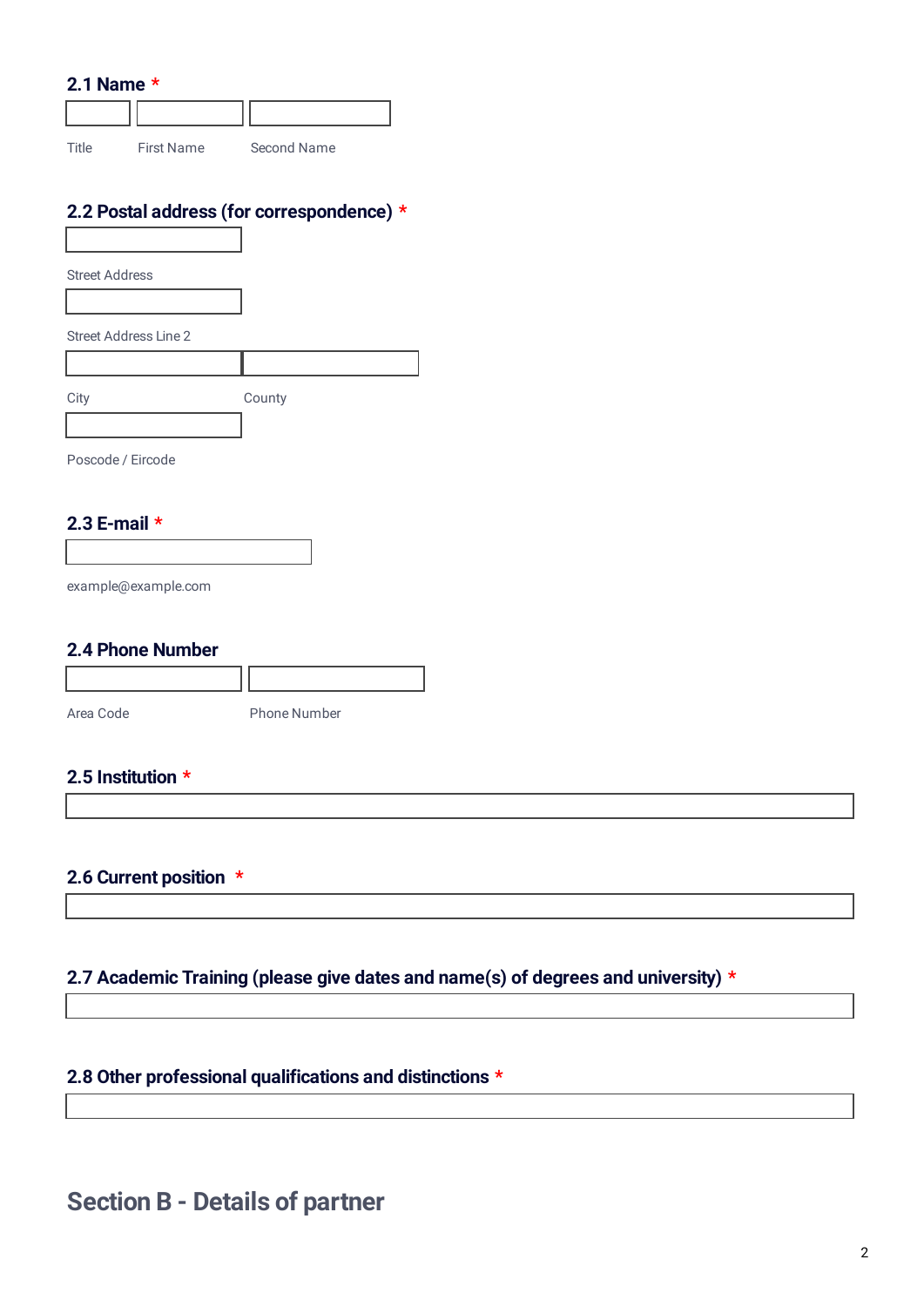### 2.1 Name *

Title First Name Second Name

### 2.2 Postal address (for correspondence) *

Street Address

Street Address Line 2

City County

Poscode / Eircode

### 2.3 E-mail *

example@example.com

### 2.4 Phone Number

Area Code Phone Number

### 2.5 Institution *

### 2.6 Current position *

### 2.7 Academic Training (please give dates and name(s) of degrees and university) *

### 2.8 Other professional qualifications and distinctions *

## Section B - Details of partner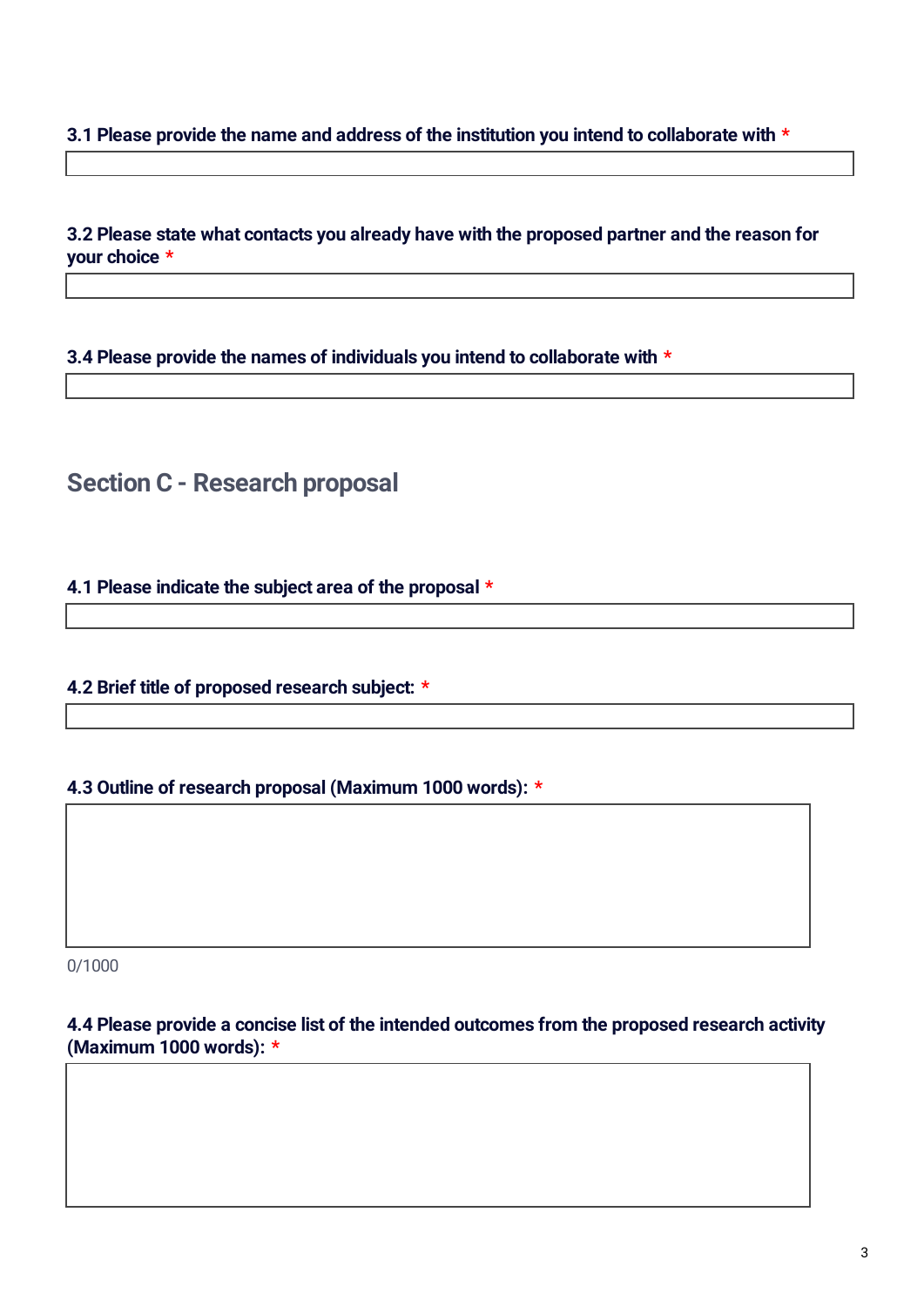**3.1 Please provide the name and address of the institution you intend to collaborate with** *

**3.2 Please state what contacts you already have with the proposed partner and the reason for your choice** *

**3.4 Please provide the names of individuals you intend to collaborate with** *

## Section C - Research proposal

**4.1 Please indicate the subject area of the proposal** *

**4.2 Brief title of proposed research subject:** *

**4.3 Outline of research proposal (Maximum 1000 words):** *

0/1000

**4.4 Please provide a concise list of the intended outcomes from the proposed research activity (Maximum 1000 words):** *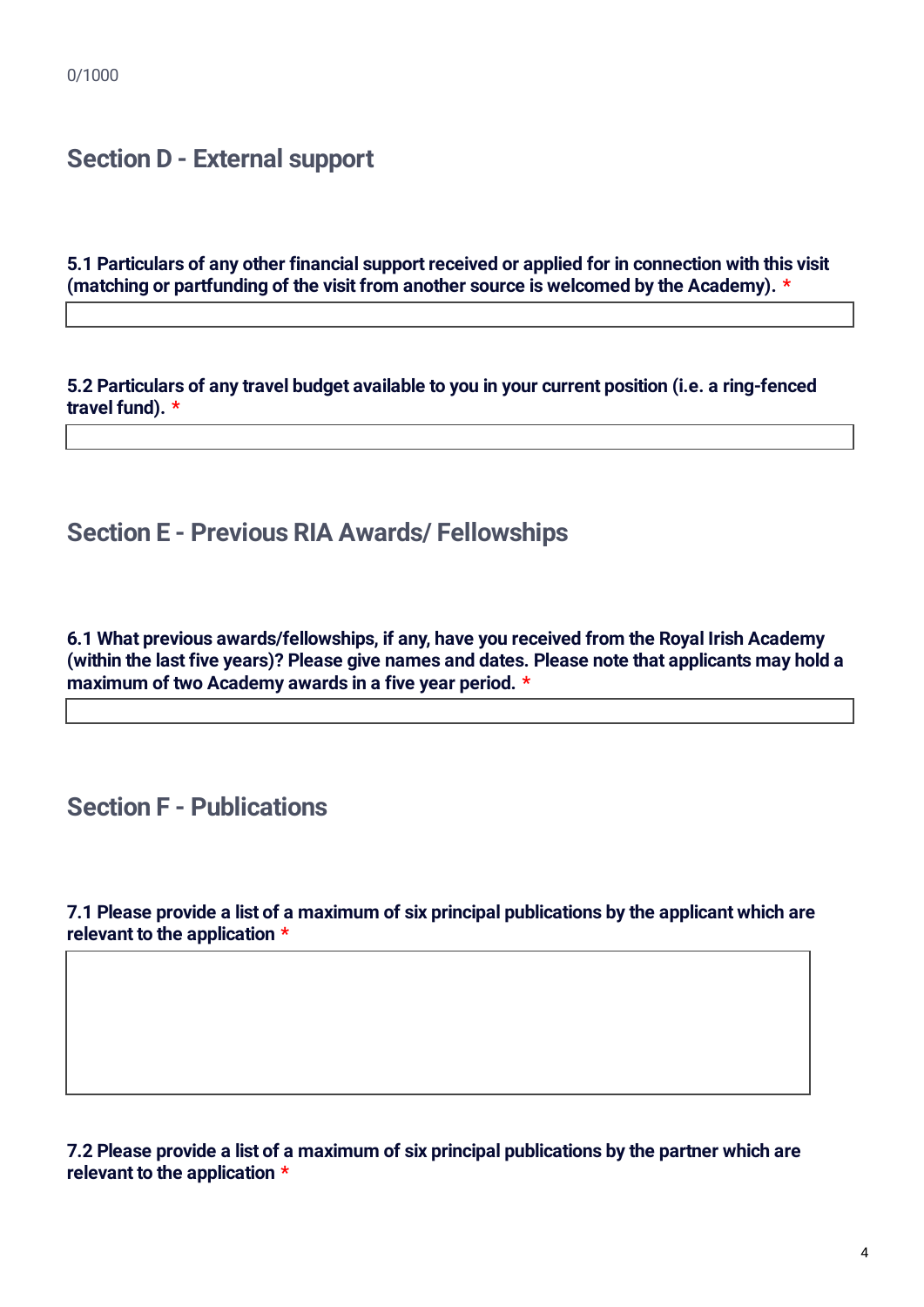0/1000

## Section D - External support

**5.1 Particulars of any other financial support received or applied for in connection with this visit (matching or partfunding of the visit from another source is welcomed by the Academy). ***

**5.2 Particulars of any travel budget available to you in your current position (i.e. a ring-fenced travel fund). ***

## Section E - Previous RIA Awards/ Fellowships

**6.1 What previous awards/fellowships, if any, have you received from the Royal Irish Academy (within the last five years)? Please give names and dates. Please note that applicants may hold a maximum of two Academy awards in a five year period. ***

## Section F - Publications

**7.1 Please provide a list of a maximum of six principal publications by the applicant which are relevant to the application ***

**7.2 Please provide a list of a maximum of six principal publications by the partner which are relevant to the application ***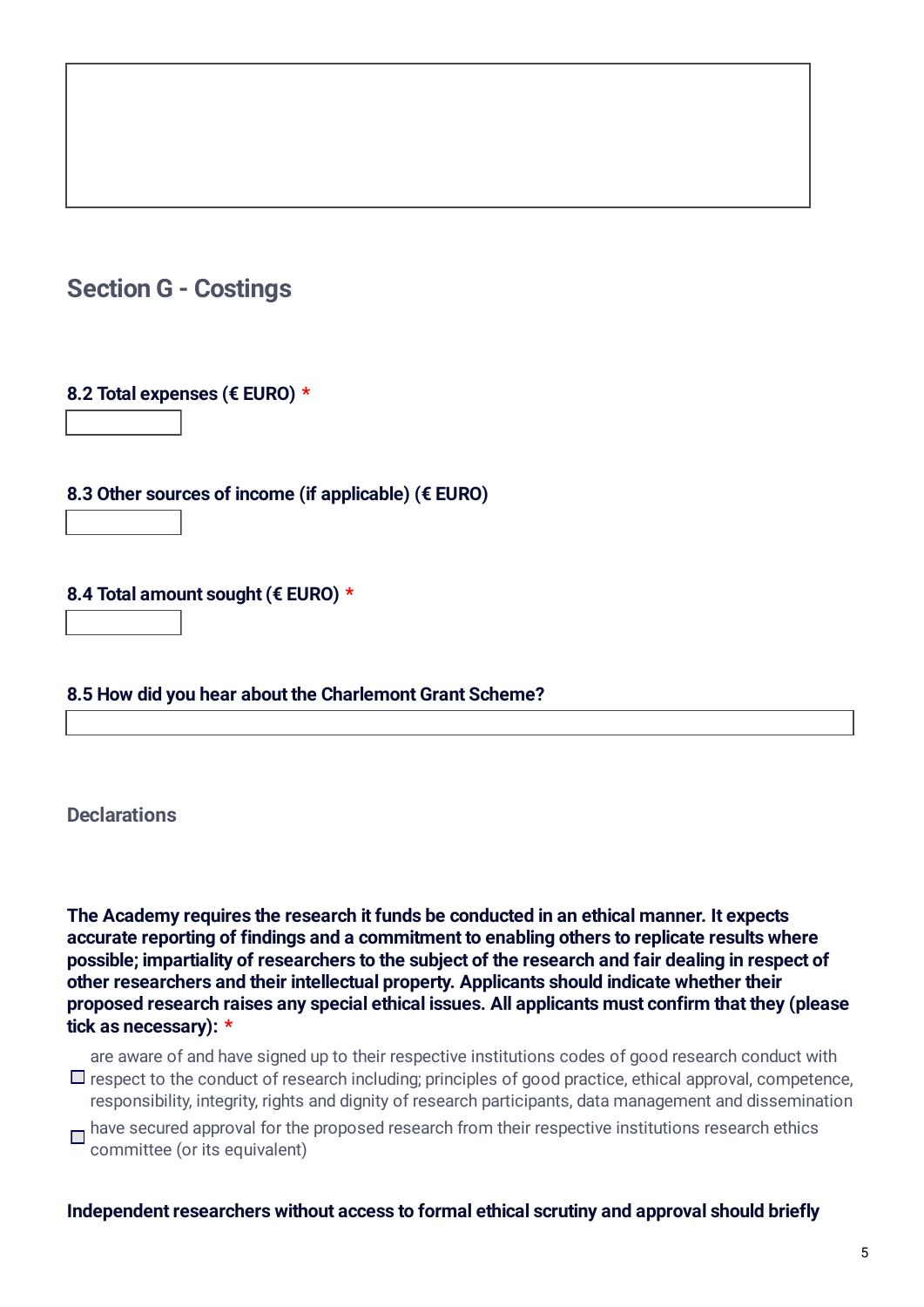## Section G - Costings

**8.2 Total expenses (€ EURO)** *

**8.3 Other sources of income (if applicable) (€ EURO)**

**8.4 Total amount sought (€ EURO)** *

**8.5 How did you hear about the Charlemont Grant Scheme?**

### Declarations

**The Academy requires the research it funds be conducted in an ethical manner. It expects accurate reporting of findings and a commitment to enabling others to replicate results where possible; impartiality of researchers to the subject of the research and fair dealing in respect of other researchers and their intellectual property. Applicants should indicate whether their proposed research raises any special ethical issues. All applicants must confirm that they (please tick as necessary):** *

- ☐ are aware of and have signed up to their respective institutions codes of good research conduct with respect to the conduct of research including; principles of good practice, ethical approval, competence, responsibility, integrity, rights and dignity of research participants, data management and dissemination
- ☐ have secured approval for the proposed research from their respective institutions research ethics committee (or its equivalent)

**Independent researchers without access to formal ethical scrutiny and approval should briefly**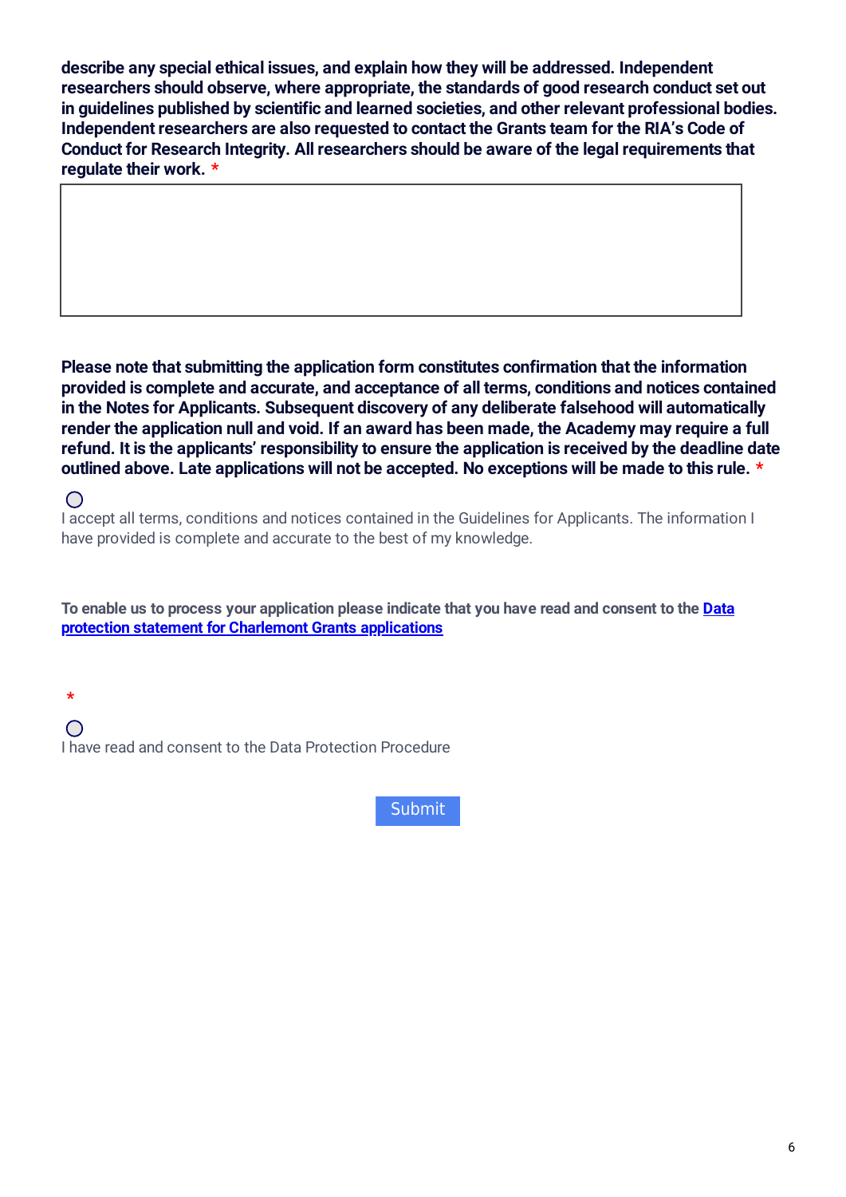**describe any special ethical issues, and explain how they will be addressed. Independent researchers should observe, where appropriate, the standards of good research conduct set out in guidelines published by scientific and learned societies, and other relevant professional bodies. Independent researchers are also requested to contact the Grants team for the RIA's Code of Conduct for Research Integrity. All researchers should be aware of the legal requirements that regulate their work.** *

**Please note that submitting the application form constitutes confirmation that the information provided is complete and accurate, and acceptance of all terms, conditions and notices contained in the Notes for Applicants. Subsequent discovery of any deliberate falsehood will automatically render the application null and void. If an award has been made, the Academy may require a full refund. It is the applicants' responsibility to ensure the application is received by the deadline date outlined above. Late applications will not be accepted. No exceptions will be made to this rule.** *

○ I accept all terms, conditions and notices contained in the Guidelines for Applicants. The information I have provided is complete and accurate to the best of my knowledge.

**To enable us to process your application please indicate that you have read and consent to the Data protection statement for Charlemont Grants applications**

*

○ I have read and consent to the Data Protection Procedure

Submit